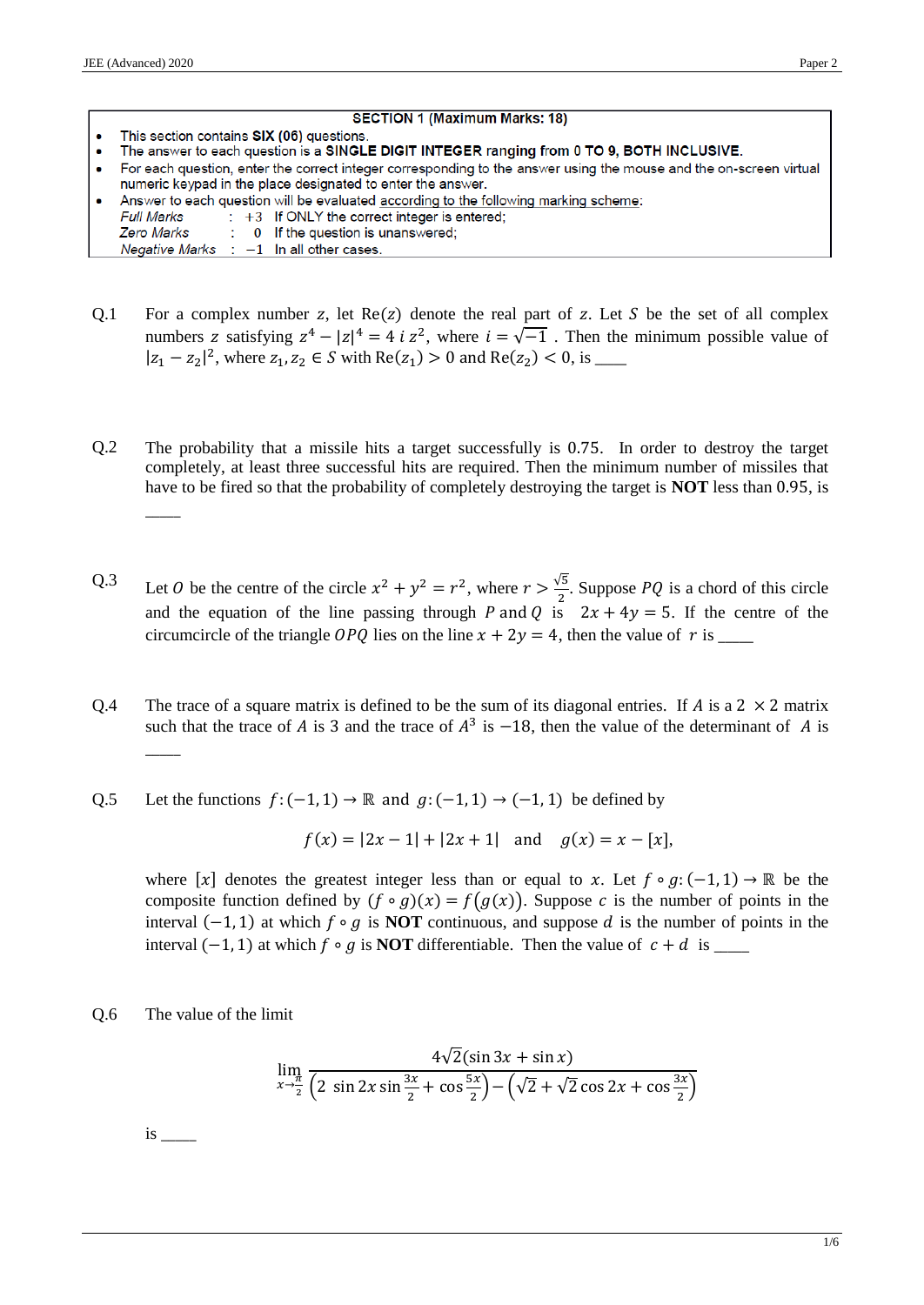**SECTION 1 (Maximum Marks: 18)**

- This section contains **SIX (06)** questions.
- The answer to each question is a **SINGLE DIGIT INTEGER ranging from 0 TO 9, BOTH INCLUSIVE.**
- For each question, enter the correct integer corresponding to the answer using the mouse and the on-screen virtual numeric keypad in the place designated to enter the answer.
- Answer to each question will be evaluated according to the following marking scheme:
  - *Full Marks* : $+3$ If ONLY the correct integer is entered;
  - *Zero Marks* : $0$ If the question is unanswered;
  - *Negative Marks* : $-1$ In all other cases.

Q.1 For a complex number $z$, let $\mathrm{Re}(z)$ denote the real part of $z$. Let $S$ be the set of all complex numbers $z$ satisfying $z^4 - |z|^4 = 4\,i\,z^2$, where $i = \sqrt{-1}$ . Then the minimum possible value of $|z_1 - z_2|^2$, where $z_1, z_2 \in S$ with $\mathrm{Re}(z_1) > 0$ and $\mathrm{Re}(z_2) < 0$, is ____

Q.2 The probability that a missile hits a target successfully is 0.75. In order to destroy the target completely, at least three successful hits are required. Then the minimum number of missiles that have to be fired so that the probability of completely destroying the target is **NOT** less than 0.95, is ____

Q.3 Let $O$ be the centre of the circle $x^2 + y^2 = r^2$, where $r > \frac{\sqrt{5}}{2}$. Suppose $PQ$ is a chord of this circle and the equation of the line passing through $P$ and $Q$ is $2x + 4y = 5$. If the centre of the circumcircle of the triangle $OPQ$ lies on the line $x + 2y = 4$, then the value of $r$ is ____

Q.4 The trace of a square matrix is defined to be the sum of its diagonal entries. If $A$ is a $2 \times 2$ matrix such that the trace of $A$ is 3 and the trace of $A^3$ is $-18$, then the value of the determinant of $A$ is ____

Q.5 Let the functions $f: (-1, 1) \to \mathbb{R}$ and $g: (-1, 1) \to (-1, 1)$ be defined by

$$f(x) = |2x - 1| + |2x + 1| \quad \text{and} \quad g(x) = x - [x],$$

where $[x]$ denotes the greatest integer less than or equal to $x$. Let $f \circ g: (-1, 1) \to \mathbb{R}$ be the composite function defined by $(f \circ g)(x) = f(g(x))$. Suppose $c$ is the number of points in the interval $(-1, 1)$ at which $f \circ g$ is **NOT** continuous, and suppose $d$ is the number of points in the interval $(-1, 1)$ at which $f \circ g$ is **NOT** differentiable. Then the value of $c + d$ is ____

Q.6 The value of the limit

$$\lim_{x \to \frac{\pi}{2}} \frac{4\sqrt{2}(\sin 3x + \sin x)}{\left(2\,\sin 2x \sin \frac{3x}{2} + \cos \frac{5x}{2}\right) - \left(\sqrt{2} + \sqrt{2}\cos 2x + \cos \frac{3x}{2}\right)}$$

is ____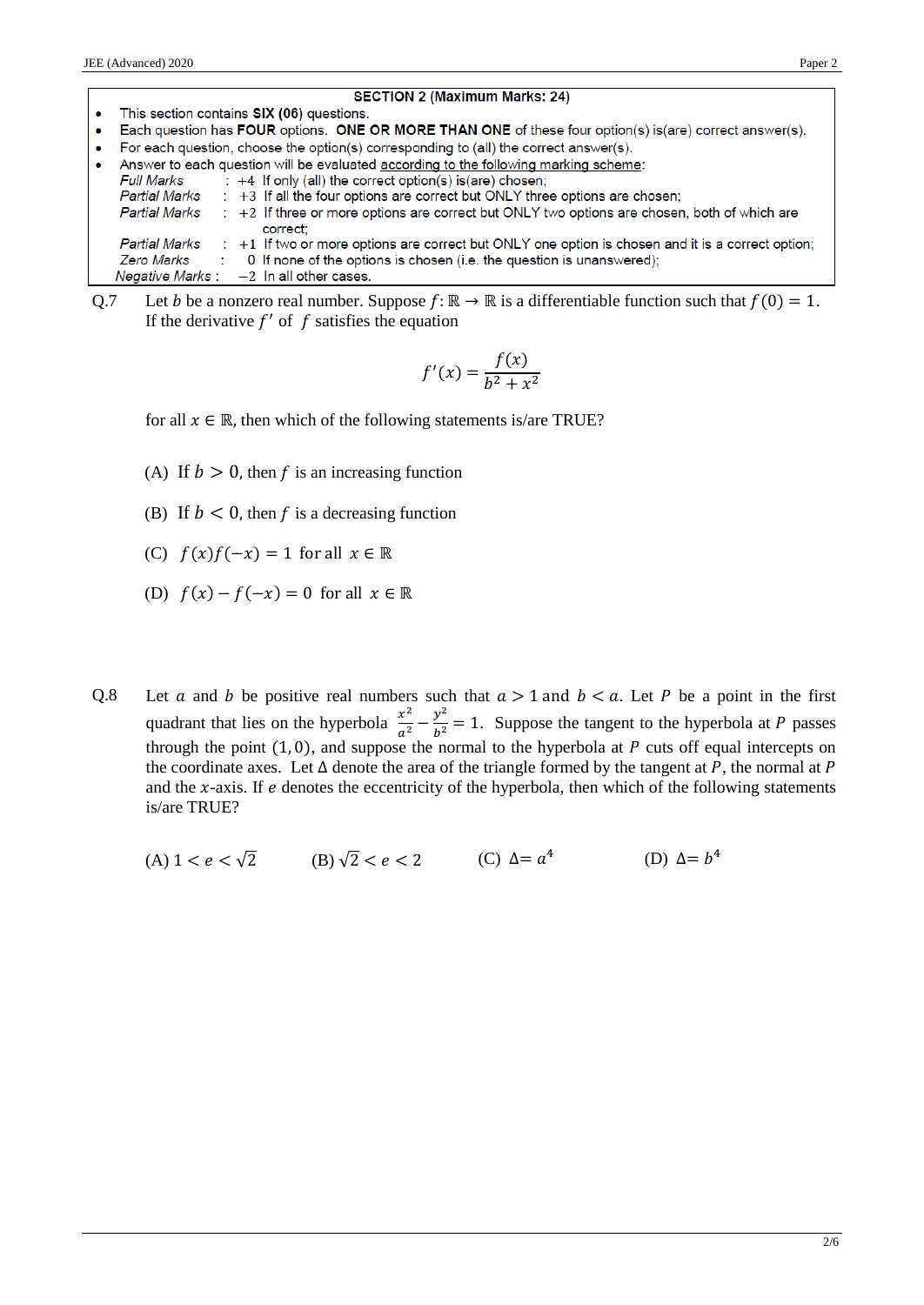## SECTION 2 (Maximum Marks: 24)

- This section contains **SIX (06)** questions.
- Each question has **FOUR** options. **ONE OR MORE THAN ONE** of these four option(s) is(are) correct answer(s).
- For each question, choose the option(s) corresponding to (all) the correct answer(s).
- Answer to each question will be evaluated according to the following marking scheme:

*Full Marks* : $+4$ If only (all) the correct option(s) is(are) chosen;
*Partial Marks* : $+3$ If all the four options are correct but ONLY three options are chosen;
*Partial Marks* : $+2$ If three or more options are correct but ONLY two options are chosen, both of which are correct;
*Partial Marks* : $+1$ If two or more options are correct but ONLY one option is chosen and it is a correct option;
*Zero Marks* : $0$ If none of the options is chosen (i.e. the question is unanswered);
*Negative Marks* : $-2$ In all other cases.

**Q.7** Let $b$ be a nonzero real number. Suppose $f: \mathbb{R} \rightarrow \mathbb{R}$ is a differentiable function such that $f(0) = 1$. If the derivative $f'$ of $f$ satisfies the equation

$$f'(x) = \frac{f(x)}{b^2 + x^2}$$

for all $x \in \mathbb{R}$, then which of the following statements is/are TRUE?

(A) If $b > 0$, then $f$ is an increasing function

(B) If $b < 0$, then $f$ is a decreasing function

(C) $f(x)f(-x) = 1$ for all $x \in \mathbb{R}$

(D) $f(x) - f(-x) = 0$ for all $x \in \mathbb{R}$

**Q.8** Let $a$ and $b$ be positive real numbers such that $a > 1$ and $b < a$. Let $P$ be a point in the first quadrant that lies on the hyperbola $\frac{x^2}{a^2} - \frac{y^2}{b^2} = 1$. Suppose the tangent to the hyperbola at $P$ passes through the point $(1, 0)$, and suppose the normal to the hyperbola at $P$ cuts off equal intercepts on the coordinate axes. Let $\Delta$ denote the area of the triangle formed by the tangent at $P$, the normal at $P$ and the $x$-axis. If $e$ denotes the eccentricity of the hyperbola, then which of the following statements is/are TRUE?

(A) $1 < e < \sqrt{2}$ (B) $\sqrt{2} < e < 2$ (C) $\Delta = a^4$ (D) $\Delta = b^4$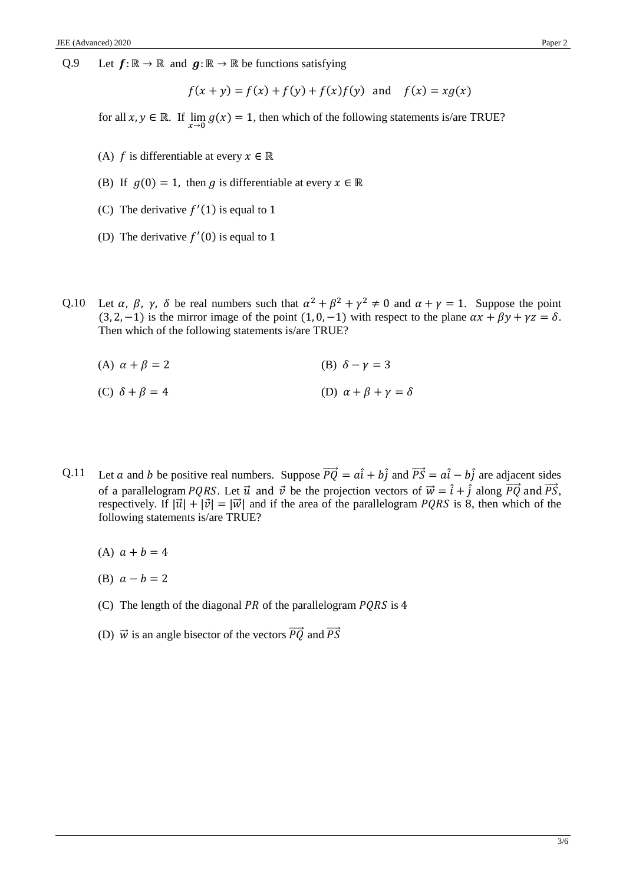Q.9 Let $\boldsymbol{f}: \mathbb{R} \to \mathbb{R}$ and $\boldsymbol{g}: \mathbb{R} \to \mathbb{R}$ be functions satisfying

$$f(x + y) = f(x) + f(y) + f(x)f(y) \quad \text{and} \quad f(x) = xg(x)$$

for all $x, y \in \mathbb{R}$. If $\lim_{x \to 0} g(x) = 1$, then which of the following statements is/are TRUE?

(A) $f$ is differentiable at every $x \in \mathbb{R}$

(B) If $g(0) = 1$, then $g$ is differentiable at every $x \in \mathbb{R}$

(C) The derivative $f'(1)$ is equal to 1

(D) The derivative $f'(0)$ is equal to 1

Q.10 Let $\alpha$, $\beta$, $\gamma$, $\delta$ be real numbers such that $\alpha^2 + \beta^2 + \gamma^2 \neq 0$ and $\alpha + \gamma = 1$. Suppose the point $(3, 2, -1)$ is the mirror image of the point $(1, 0, -1)$ with respect to the plane $\alpha x + \beta y + \gamma z = \delta$. Then which of the following statements is/are TRUE?

(A) $\alpha + \beta = 2$

(B) $\delta - \gamma = 3$

(C) $\delta + \beta = 4$

(D) $\alpha + \beta + \gamma = \delta$

Q.11 Let $a$ and $b$ be positive real numbers. Suppose $\overrightarrow{PQ} = a\hat{\imath} + b\hat{\jmath}$ and $\overrightarrow{PS} = a\hat{\imath} - b\hat{\jmath}$ are adjacent sides of a parallelogram $PQRS$. Let $\vec{u}$ and $\vec{v}$ be the projection vectors of $\vec{w} = \hat{\imath} + \hat{\jmath}$ along $\overrightarrow{PQ}$ and $\overrightarrow{PS}$, respectively. If $|\vec{u}| + |\vec{v}| = |\vec{w}|$ and if the area of the parallelogram $PQRS$ is 8, then which of the following statements is/are TRUE?

(A) $a + b = 4$

(B) $a - b = 2$

(C) The length of the diagonal $PR$ of the parallelogram $PQRS$ is 4

(D) $\vec{w}$ is an angle bisector of the vectors $\overrightarrow{PQ}$ and $\overrightarrow{PS}$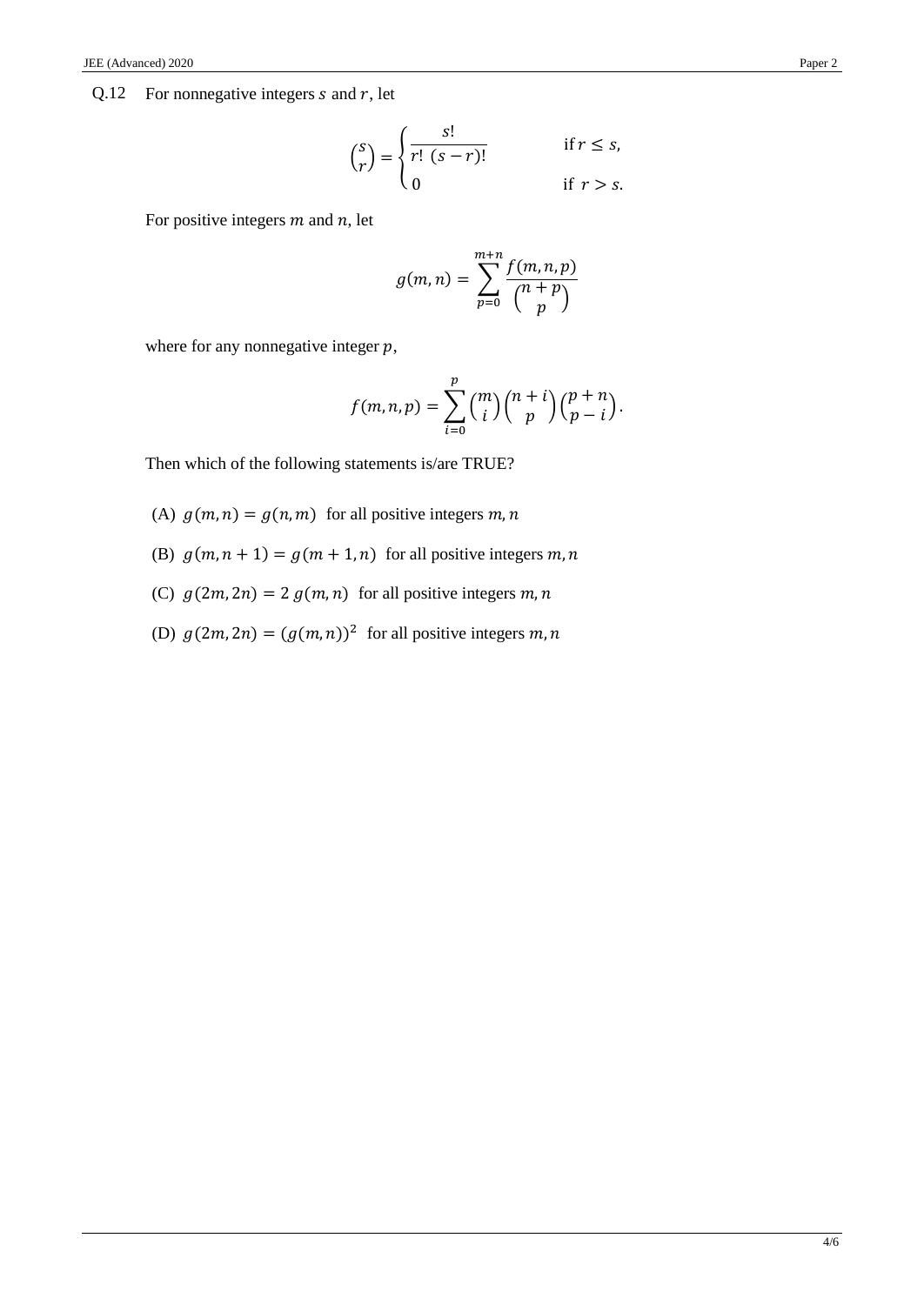Q.12 For nonnegative integers $s$ and $r$, let

$$\binom{s}{r} = \begin{cases} \dfrac{s!}{r!\ (s-r)!} & \text{if } r \leq s, \\ 0 & \text{if } r > s. \end{cases}$$

For positive integers $m$ and $n$, let

$$g(m,n) = \sum_{p=0}^{m+n} \frac{f(m,n,p)}{\binom{n+p}{p}}$$

where for any nonnegative integer $p$,

$$f(m,n,p) = \sum_{i=0}^{p} \binom{m}{i} \binom{n+i}{p} \binom{p+n}{p-i}.$$

Then which of the following statements is/are TRUE?

(A) $g(m,n) = g(n,m)$ for all positive integers $m, n$

(B) $g(m,n+1) = g(m+1,n)$ for all positive integers $m, n$

(C) $g(2m,2n) = 2\ g(m,n)$ for all positive integers $m, n$

(D) $g(2m,2n) = (g(m,n))^2$ for all positive integers $m, n$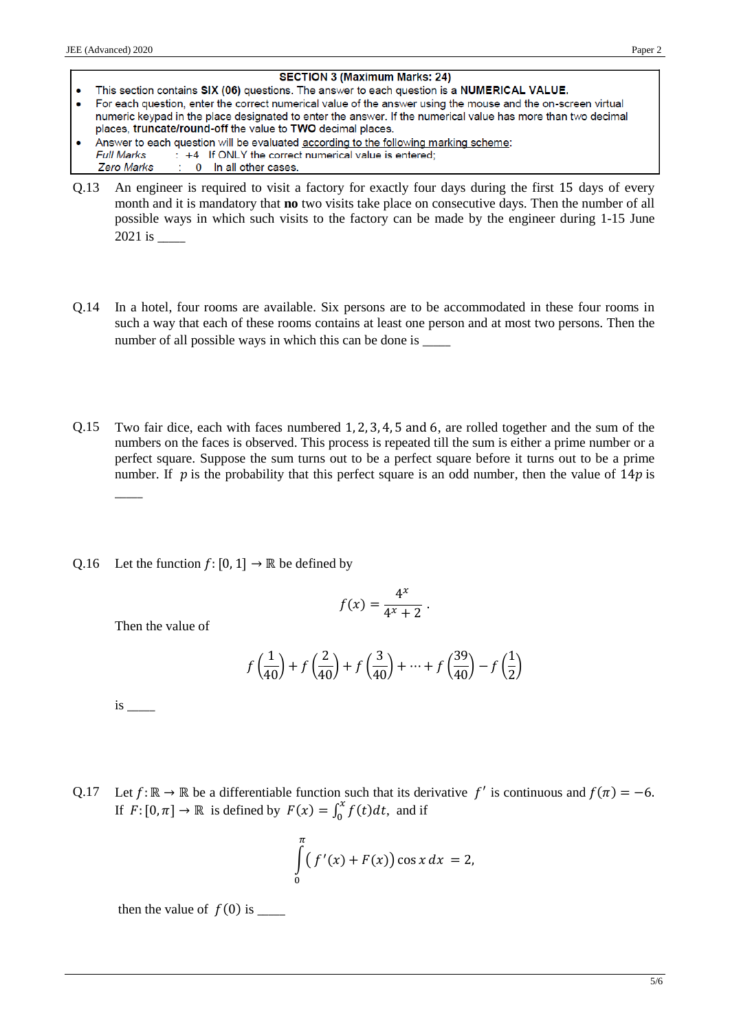**SECTION 3 (Maximum Marks: 24)**

- This section contains **SIX (06)** questions. The answer to each question is a **NUMERICAL VALUE.**
- For each question, enter the correct numerical value of the answer using the mouse and the on-screen virtual numeric keypad in the place designated to enter the answer. If the numerical value has more than two decimal places, **truncate/round-off** the value to **TWO** decimal places.
- Answer to each question will be evaluated according to the following marking scheme:
  - *Full Marks* : +4 If ONLY the correct numerical value is entered;
  - *Zero Marks* : 0 In all other cases.

Q.13 An engineer is required to visit a factory for exactly four days during the first 15 days of every month and it is mandatory that **no** two visits take place on consecutive days. Then the number of all possible ways in which such visits to the factory can be made by the engineer during 1-15 June 2021 is _____

Q.14 In a hotel, four rooms are available. Six persons are to be accommodated in these four rooms in such a way that each of these rooms contains at least one person and at most two persons. Then the number of all possible ways in which this can be done is _____

Q.15 Two fair dice, each with faces numbered $1, 2, 3, 4, 5$ and $6$, are rolled together and the sum of the numbers on the faces is observed. This process is repeated till the sum is either a prime number or a perfect square. Suppose the sum turns out to be a perfect square before it turns out to be a prime number. If $p$ is the probability that this perfect square is an odd number, then the value of $14p$ is _____

Q.16 Let the function $f: [0, 1] \to \mathbb{R}$ be defined by

$$f(x) = \frac{4^x}{4^x + 2}.$$

Then the value of

$$f\left(\frac{1}{40}\right) + f\left(\frac{2}{40}\right) + f\left(\frac{3}{40}\right) + \cdots + f\left(\frac{39}{40}\right) - f\left(\frac{1}{2}\right)$$

is _____

Q.17 Let $f: \mathbb{R} \to \mathbb{R}$ be a differentiable function such that its derivative $f'$ is continuous and $f(\pi) = -6$. If $F: [0, \pi] \to \mathbb{R}$ is defined by $F(x) = \int_0^x f(t)dt$, and if

$$\int_0^{\pi} \left(f'(x) + F(x)\right) \cos x \, dx = 2,$$

then the value of $f(0)$ is _____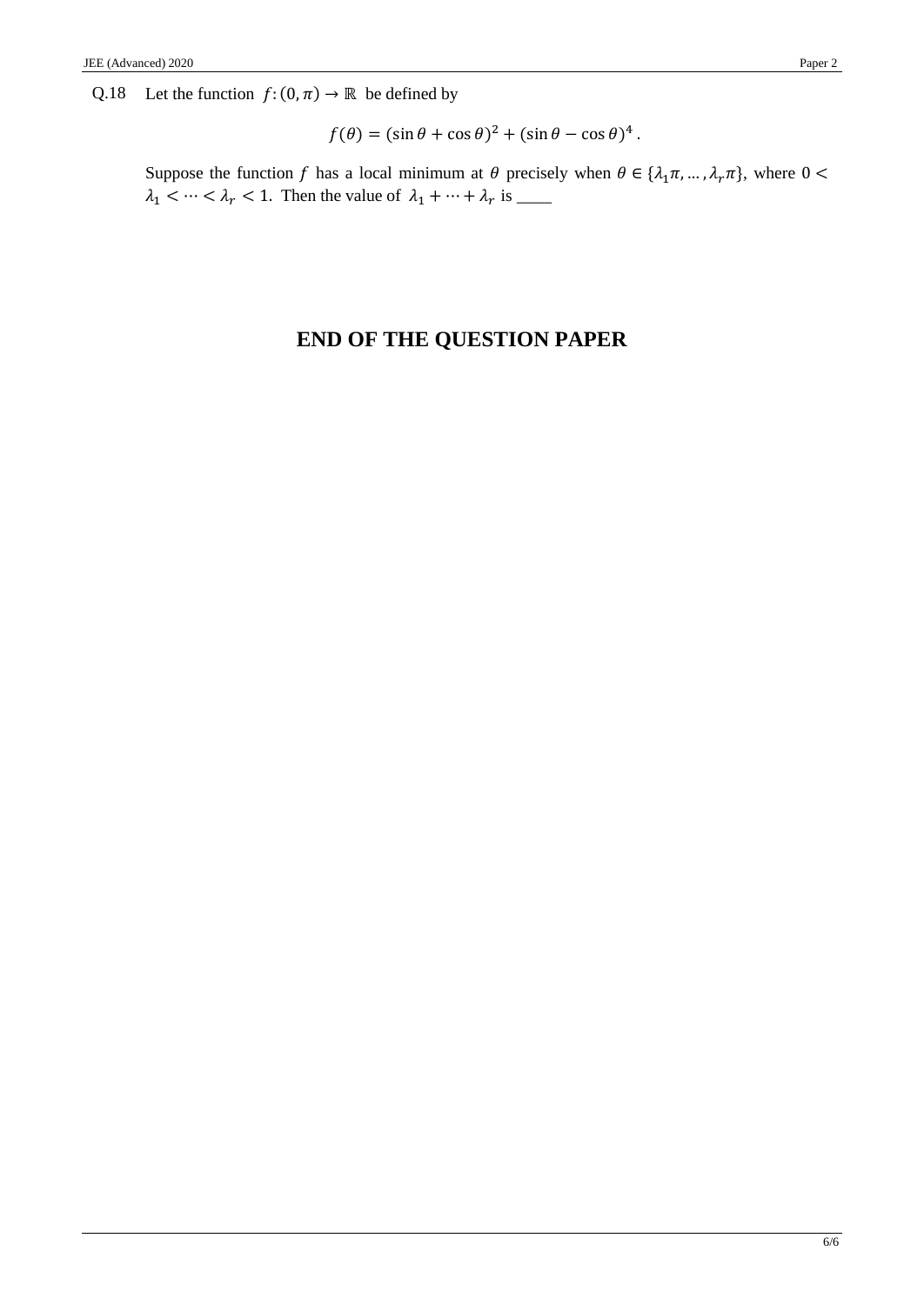Q.18 Let the function $f : (0, \pi) \to \mathbb{R}$ be defined by

$$f(\theta) = (\sin\theta + \cos\theta)^2 + (\sin\theta - \cos\theta)^4 .$$

Suppose the function $f$ has a local minimum at $\theta$ precisely when $\theta \in \{\lambda_1\pi, \ldots, \lambda_r\pi\}$, where $0 < \lambda_1 < \cdots < \lambda_r < 1$. Then the value of $\lambda_1 + \cdots + \lambda_r$ is ____

# END OF THE QUESTION PAPER